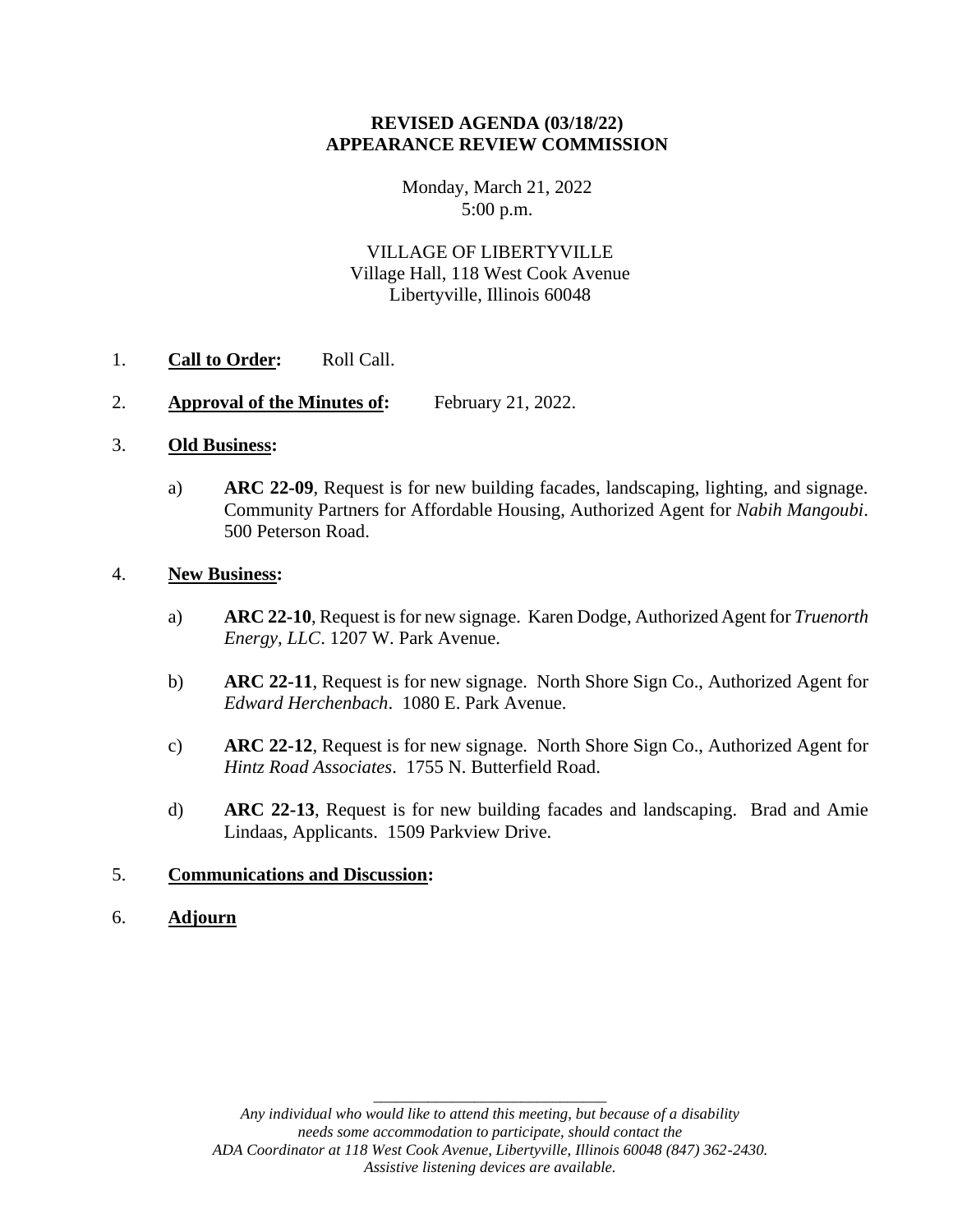**REVISED AGENDA (03/18/22)**
**APPEARANCE REVIEW COMMISSION**

Monday, March 21, 2022
5:00 p.m.

VILLAGE OF LIBERTYVILLE
Village Hall, 118 West Cook Avenue
Libertyville, Illinois 60048

1. **Call to Order:** Roll Call.

2. **Approval of the Minutes of:** February 21, 2022.

3. **Old Business:**

   a) **ARC 22-09**, Request is for new building facades, landscaping, lighting, and signage. Community Partners for Affordable Housing, Authorized Agent for *Nabih Mangoubi*. 500 Peterson Road.

4. **New Business:**

   a) **ARC 22-10**, Request is for new signage. Karen Dodge, Authorized Agent for *Truenorth Energy, LLC*. 1207 W. Park Avenue.

   b) **ARC 22-11**, Request is for new signage. North Shore Sign Co., Authorized Agent for *Edward Herchenbach*. 1080 E. Park Avenue.

   c) **ARC 22-12**, Request is for new signage. North Shore Sign Co., Authorized Agent for *Hintz Road Associates*. 1755 N. Butterfield Road.

   d) **ARC 22-13**, Request is for new building facades and landscaping. Brad and Amie Lindaas, Applicants. 1509 Parkview Drive.

5. **Communications and Discussion:**

6. **Adjourn**

---

*Any individual who would like to attend this meeting, but because of a disability needs some accommodation to participate, should contact the ADA Coordinator at 118 West Cook Avenue, Libertyville, Illinois 60048 (847) 362-2430. Assistive listening devices are available.*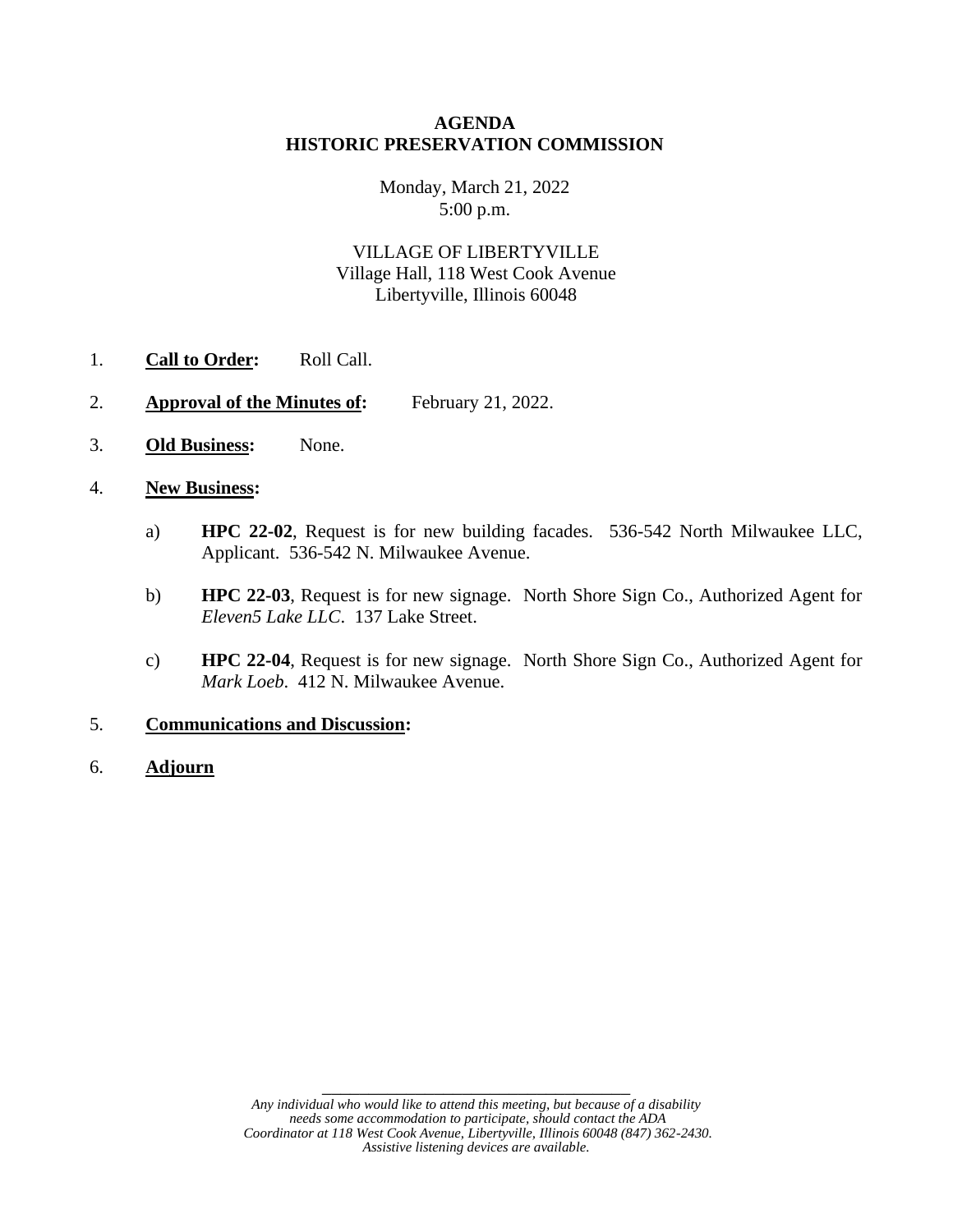**AGENDA**
**HISTORIC PRESERVATION COMMISSION**

Monday, March 21, 2022
5:00 p.m.

VILLAGE OF LIBERTYVILLE
Village Hall, 118 West Cook Avenue
Libertyville, Illinois 60048

1. **Call to Order:** Roll Call.

2. **Approval of the Minutes of:** February 21, 2022.

3. **Old Business:** None.

4. **New Business:**

   a) **HPC 22-02**, Request is for new building facades. 536-542 North Milwaukee LLC, Applicant. 536-542 N. Milwaukee Avenue.

   b) **HPC 22-03**, Request is for new signage. North Shore Sign Co., Authorized Agent for *Eleven5 Lake LLC*. 137 Lake Street.

   c) **HPC 22-04**, Request is for new signage. North Shore Sign Co., Authorized Agent for *Mark Loeb*. 412 N. Milwaukee Avenue.

5. **Communications and Discussion:**

6. **Adjourn**

---

*Any individual who would like to attend this meeting, but because of a disability needs some accommodation to participate, should contact the ADA Coordinator at 118 West Cook Avenue, Libertyville, Illinois 60048 (847) 362-2430. Assistive listening devices are available.*